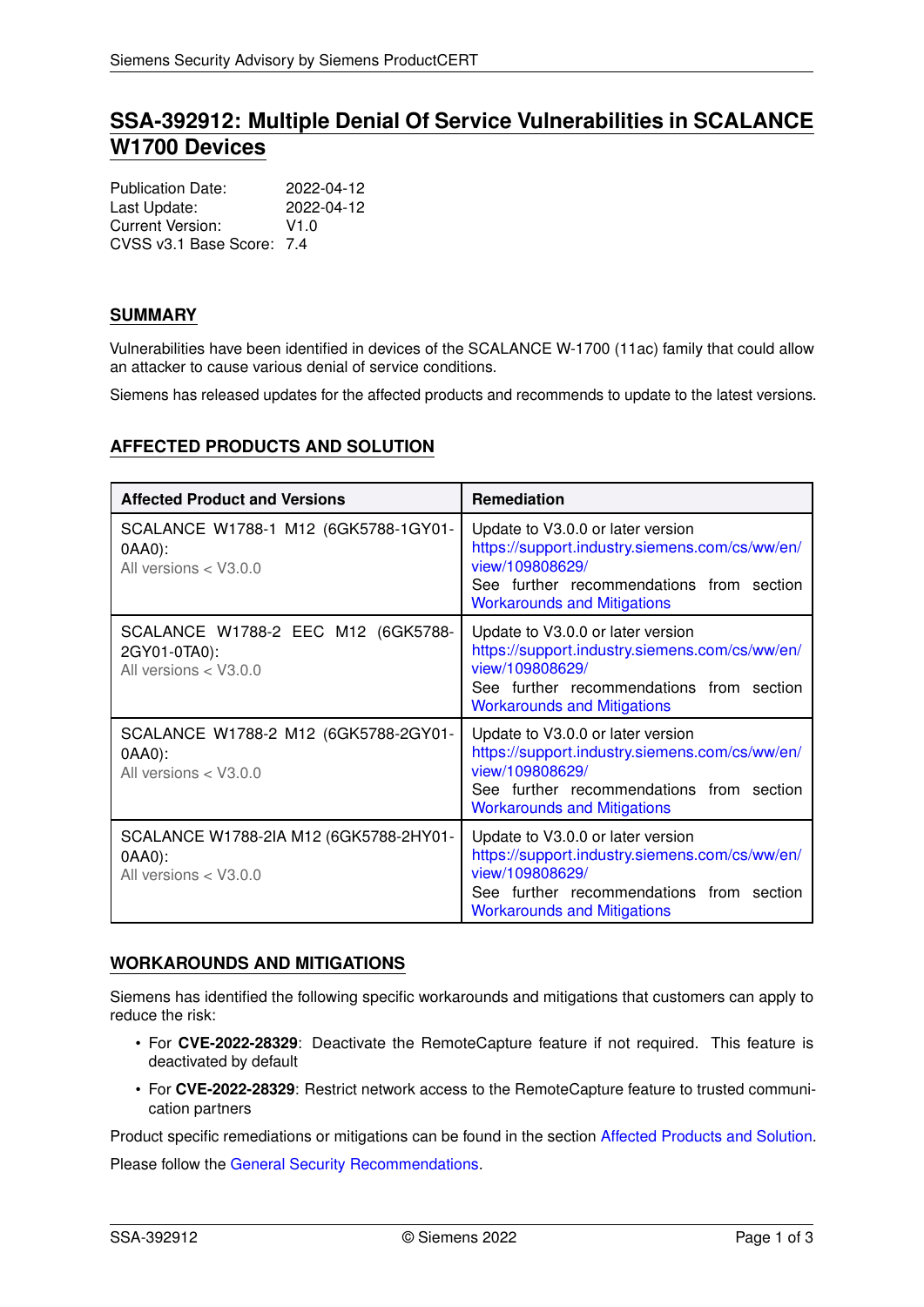# SSA-392912: Multiple Denial Of Service Vulnerabilities in SCALANCE W1700 Devices

Publication Date: 2022-04-12
Last Update: 2022-04-12
Current Version: V1.0
CVSS v3.1 Base Score: 7.4

## SUMMARY

Vulnerabilities have been identified in devices of the SCALANCE W-1700 (11ac) family that could allow an attacker to cause various denial of service conditions.

Siemens has released updates for the affected products and recommends to update to the latest versions.

## AFFECTED PRODUCTS AND SOLUTION

| Affected Product and Versions | Remediation |
|---|---|
| SCALANCE W1788-1 M12 (6GK5788-1GY01-0AA0): All versions < V3.0.0 | Update to V3.0.0 or later version https://support.industry.siemens.com/cs/ww/en/view/109808629/ See further recommendations from section Workarounds and Mitigations |
| SCALANCE W1788-2 EEC M12 (6GK5788-2GY01-0TA0): All versions < V3.0.0 | Update to V3.0.0 or later version https://support.industry.siemens.com/cs/ww/en/view/109808629/ See further recommendations from section Workarounds and Mitigations |
| SCALANCE W1788-2 M12 (6GK5788-2GY01-0AA0): All versions < V3.0.0 | Update to V3.0.0 or later version https://support.industry.siemens.com/cs/ww/en/view/109808629/ See further recommendations from section Workarounds and Mitigations |
| SCALANCE W1788-2IA M12 (6GK5788-2HY01-0AA0): All versions < V3.0.0 | Update to V3.0.0 or later version https://support.industry.siemens.com/cs/ww/en/view/109808629/ See further recommendations from section Workarounds and Mitigations |

## WORKAROUNDS AND MITIGATIONS

Siemens has identified the following specific workarounds and mitigations that customers can apply to reduce the risk:

- For **CVE-2022-28329**: Deactivate the RemoteCapture feature if not required. This feature is deactivated by default
- For **CVE-2022-28329**: Restrict network access to the RemoteCapture feature to trusted communication partners

Product specific remediations or mitigations can be found in the section Affected Products and Solution.

Please follow the General Security Recommendations.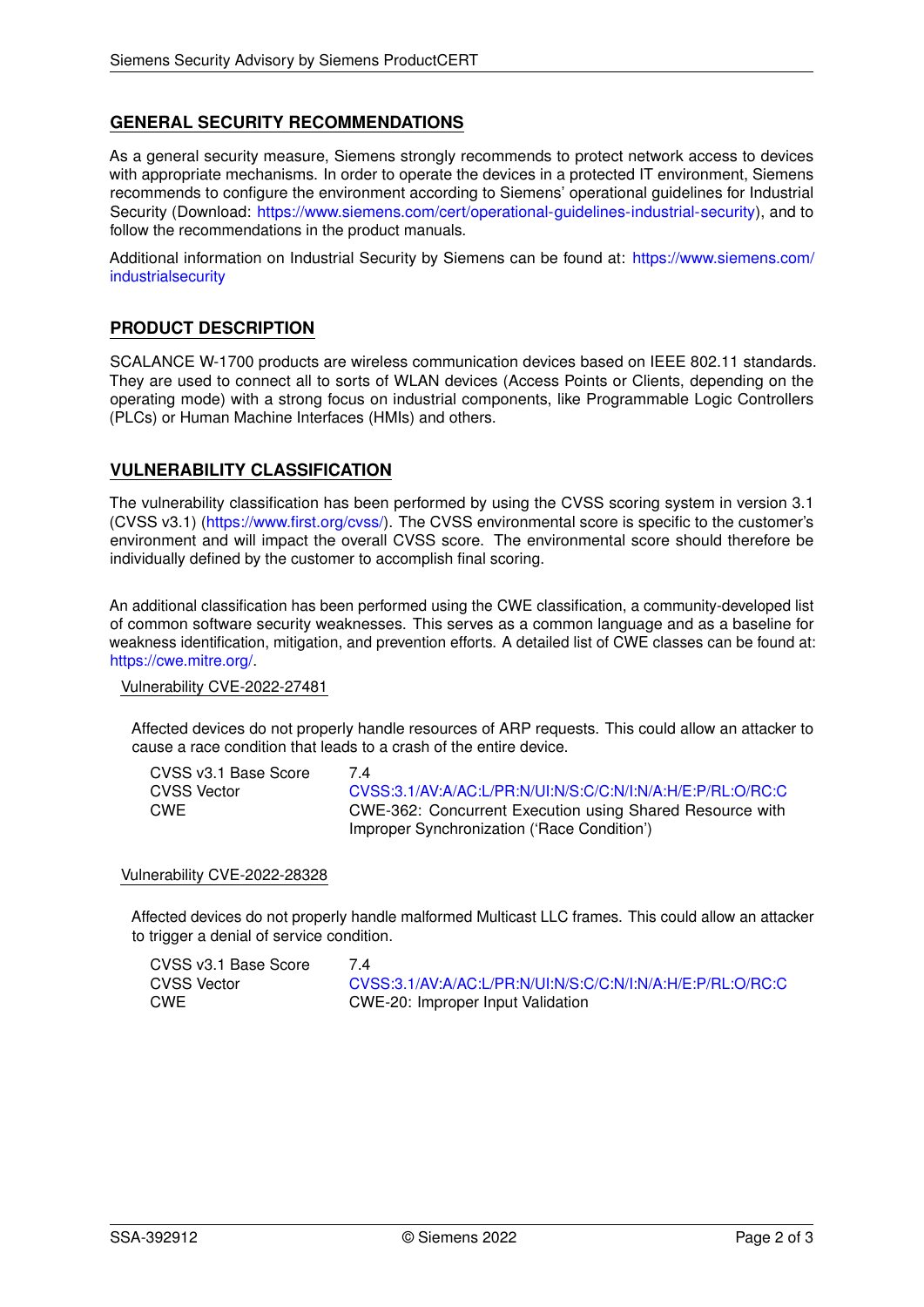## GENERAL SECURITY RECOMMENDATIONS

As a general security measure, Siemens strongly recommends to protect network access to devices with appropriate mechanisms. In order to operate the devices in a protected IT environment, Siemens recommends to configure the environment according to Siemens' operational guidelines for Industrial Security (Download: https://www.siemens.com/cert/operational-guidelines-industrial-security), and to follow the recommendations in the product manuals.

Additional information on Industrial Security by Siemens can be found at: https://www.siemens.com/industrialsecurity

## PRODUCT DESCRIPTION

SCALANCE W-1700 products are wireless communication devices based on IEEE 802.11 standards. They are used to connect all to sorts of WLAN devices (Access Points or Clients, depending on the operating mode) with a strong focus on industrial components, like Programmable Logic Controllers (PLCs) or Human Machine Interfaces (HMIs) and others.

## VULNERABILITY CLASSIFICATION

The vulnerability classification has been performed by using the CVSS scoring system in version 3.1 (CVSS v3.1) (https://www.first.org/cvss/). The CVSS environmental score is specific to the customer's environment and will impact the overall CVSS score. The environmental score should therefore be individually defined by the customer to accomplish final scoring.

An additional classification has been performed using the CWE classification, a community-developed list of common software security weaknesses. This serves as a common language and as a baseline for weakness identification, mitigation, and prevention efforts. A detailed list of CWE classes can be found at: https://cwe.mitre.org/.

### Vulnerability CVE-2022-27481

Affected devices do not properly handle resources of ARP requests. This could allow an attacker to cause a race condition that leads to a crash of the entire device.

| | |
|---|---|
| CVSS v3.1 Base Score | 7.4 |
| CVSS Vector | CVSS:3.1/AV:A/AC:L/PR:N/UI:N/S:C/C:N/I:N/A:H/E:P/RL:O/RC:C |
| CWE | CWE-362: Concurrent Execution using Shared Resource with Improper Synchronization ('Race Condition') |

### Vulnerability CVE-2022-28328

Affected devices do not properly handle malformed Multicast LLC frames. This could allow an attacker to trigger a denial of service condition.

| | |
|---|---|
| CVSS v3.1 Base Score | 7.4 |
| CVSS Vector | CVSS:3.1/AV:A/AC:L/PR:N/UI:N/S:C/C:N/I:N/A:H/E:P/RL:O/RC:C |
| CWE | CWE-20: Improper Input Validation |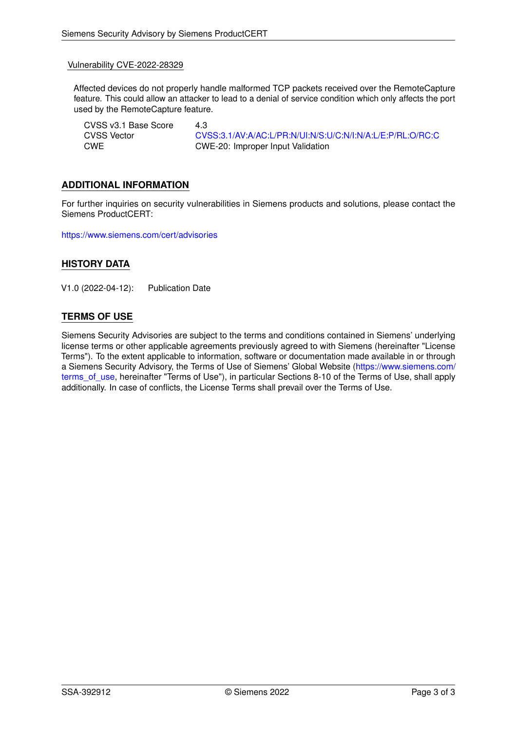### Vulnerability CVE-2022-28329

Affected devices do not properly handle malformed TCP packets received over the RemoteCapture feature. This could allow an attacker to lead to a denial of service condition which only affects the port used by the RemoteCapture feature.

| | |
|---|---|
| CVSS v3.1 Base Score | 4.3 |
| CVSS Vector | CVSS:3.1/AV:A/AC:L/PR:N/UI:N/S:U/C:N/I:N/A:L/E:P/RL:O/RC:C |
| CWE | CWE-20: Improper Input Validation |

## ADDITIONAL INFORMATION

For further inquiries on security vulnerabilities in Siemens products and solutions, please contact the Siemens ProductCERT:

https://www.siemens.com/cert/advisories

## HISTORY DATA

V1.0 (2022-04-12): Publication Date

## TERMS OF USE

Siemens Security Advisories are subject to the terms and conditions contained in Siemens' underlying license terms or other applicable agreements previously agreed to with Siemens (hereinafter "License Terms"). To the extent applicable to information, software or documentation made available in or through a Siemens Security Advisory, the Terms of Use of Siemens' Global Website (https://www.siemens.com/terms_of_use, hereinafter "Terms of Use"), in particular Sections 8-10 of the Terms of Use, shall apply additionally. In case of conflicts, the License Terms shall prevail over the Terms of Use.